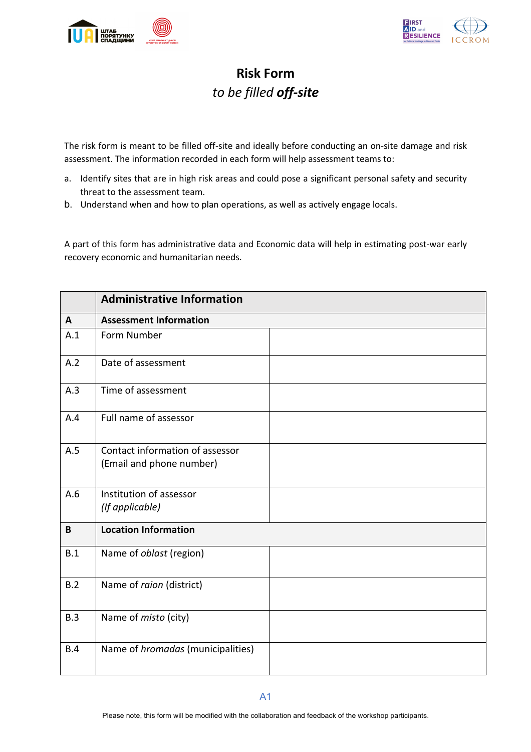# Risk Form

*to be filled **off-site***

The risk form is meant to be filled off-site and ideally before conducting an on-site damage and risk assessment. The information recorded in each form will help assessment teams to:

a. Identify sites that are in high risk areas and could pose a significant personal safety and security threat to the assessment team.
b. Understand when and how to plan operations, as well as actively engage locals.

A part of this form has administrative data and Economic data will help in estimating post-war early recovery economic and humanitarian needs.

| | **Administrative Information** | |
|---|---|---|
| **A** | **Assessment Information** | |
| A.1 | Form Number | |
| A.2 | Date of assessment | |
| A.3 | Time of assessment | |
| A.4 | Full name of assessor | |
| A.5 | Contact information of assessor (Email and phone number) | |
| A.6 | Institution of assessor *(If applicable)* | |
| **B** | **Location Information** | |
| B.1 | Name of *oblast* (region) | |
| B.2 | Name of *raion* (district) | |
| B.3 | Name of *misto* (city) | |
| B.4 | Name of *hromadas* (municipalities) | |

A1

Please note, this form will be modified with the collaboration and feedback of the workshop participants.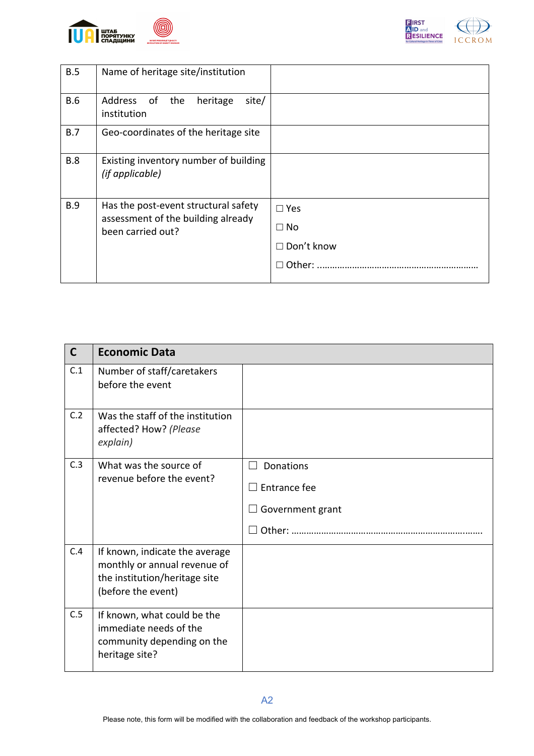| | | |
|---|---|---|
| B.5 | Name of heritage site/institution | |
| B.6 | Address of the heritage site/ institution | |
| B.7 | Geo-coordinates of the heritage site | |
| B.8 | Existing inventory number of building *(if applicable)* | |
| B.9 | Has the post-event structural safety assessment of the building already been carried out? | ☐ Yes<br>☐ No<br>☐ Don't know<br>☐ Other: ……………………………………………………… |

| C | Economic Data | |
|---|---|---|
| C.1 | Number of staff/caretakers before the event | |
| C.2 | Was the staff of the institution affected? How? *(Please explain)* | |
| C.3 | What was the source of revenue before the event? | ☐ Donations<br>☐ Entrance fee<br>☐ Government grant<br>☐ Other: ………………………………………………………………… |
| C.4 | If known, indicate the average monthly or annual revenue of the institution/heritage site (before the event) | |
| C.5 | If known, what could be the immediate needs of the community depending on the heritage site? | |

A2

Please note, this form will be modified with the collaboration and feedback of the workshop participants.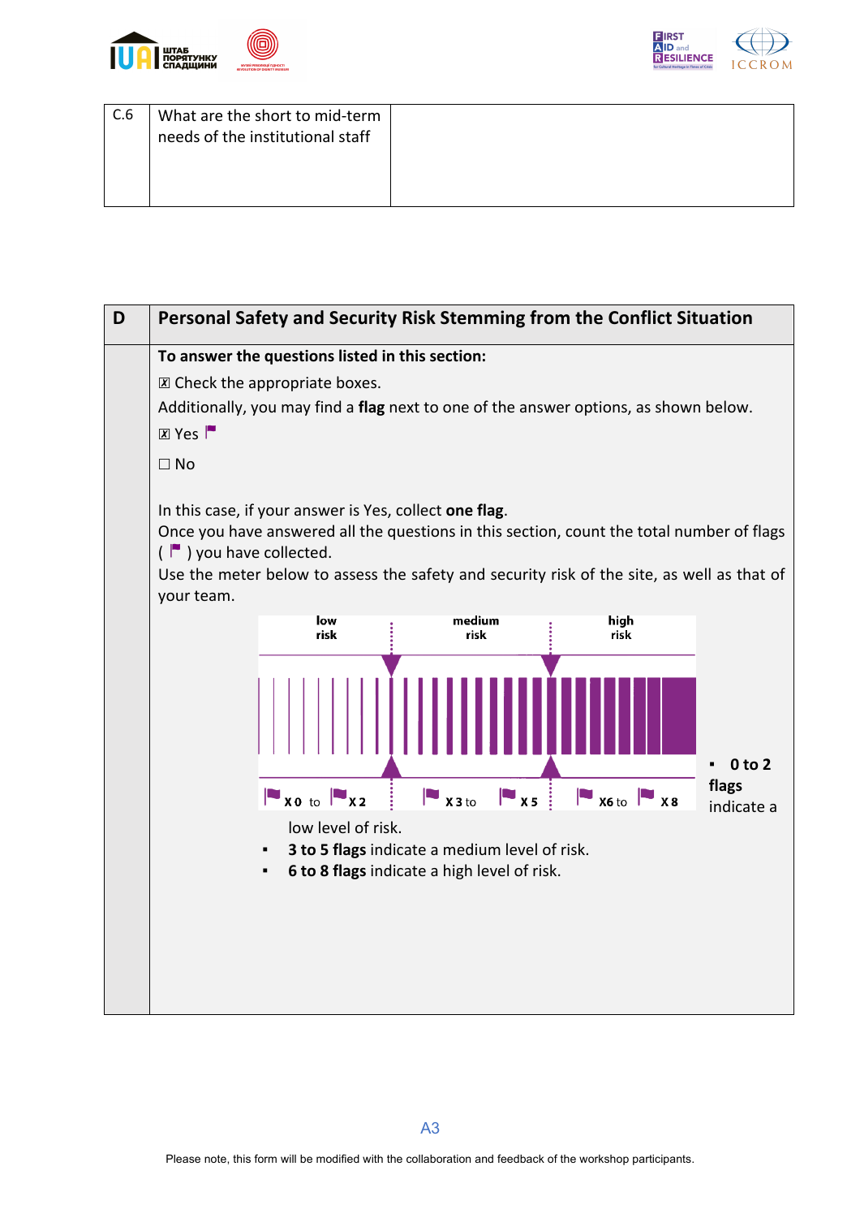| C.6 | What are the short to mid-term needs of the institutional staff | |
|---|---|---|

| D | Personal Safety and Security Risk Stemming from the Conflict Situation |
|---|---|

**To answer the questions listed in this section:**

☒ Check the appropriate boxes.

Additionally, you may find a **flag** next to one of the answer options, as shown below.

☒ Yes ⚑

☐ No

In this case, if your answer is Yes, collect **one flag**.

Once you have answered all the questions in this section, count the total number of flags ( ⚑ ) you have collected.

Use the meter below to assess the safety and security risk of the site, as well as that of your team.

| low risk | medium risk | high risk |
|---|---|---|
| ⚑ X 0 to ⚑ X 2 | ⚑ X 3 to ⚑ X 5 | ⚑ X6 to ⚑ X 8 |

- **0 to 2 flags** indicate a low level of risk.
- **3 to 5 flags** indicate a medium level of risk.
- **6 to 8 flags** indicate a high level of risk.

Please note, this form will be modified with the collaboration and feedback of the workshop participants.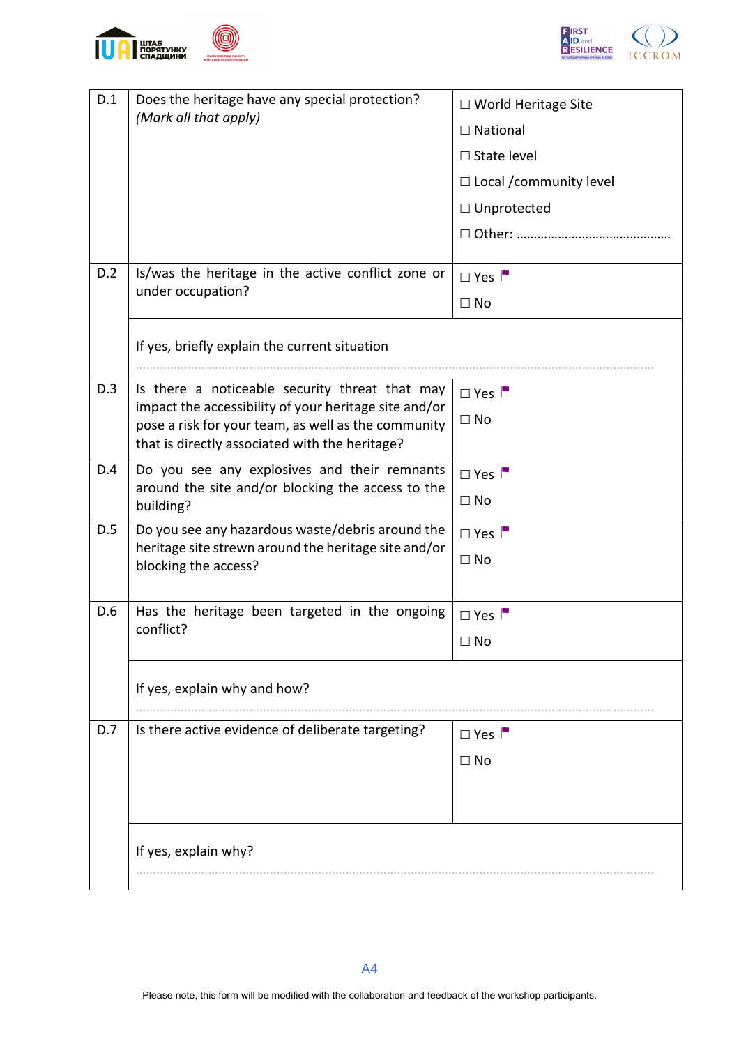| | | |
|---|---|---|
| D.1 | Does the heritage have any special protection? *(Mark all that apply)* | ☐ World Heritage Site<br>☐ National<br>☐ State level<br>☐ Local /community level<br>☐ Unprotected<br>☐ Other: ……………………………………… |
| D.2 | Is/was the heritage in the active conflict zone or under occupation? | ☐ Yes<br>☐ No |
| | If yes, briefly explain the current situation<br>…………………………………………………………………………………………………………… | |
| D.3 | Is there a noticeable security threat that may impact the accessibility of your heritage site and/or pose a risk for your team, as well as the community that is directly associated with the heritage? | ☐ Yes<br>☐ No |
| D.4 | Do you see any explosives and their remnants around the site and/or blocking the access to the building? | ☐ Yes<br>☐ No |
| D.5 | Do you see any hazardous waste/debris around the heritage site strewn around the heritage site and/or blocking the access? | ☐ Yes<br>☐ No |
| D.6 | Has the heritage been targeted in the ongoing conflict? | ☐ Yes<br>☐ No |
| | If yes, explain why and how?<br>…………………………………………………………………………………………………………… | |
| D.7 | Is there active evidence of deliberate targeting? | ☐ Yes<br>☐ No |
| | If yes, explain why?<br>…………………………………………………………………………………………………………… | |

A4

Please note, this form will be modified with the collaboration and feedback of the workshop participants.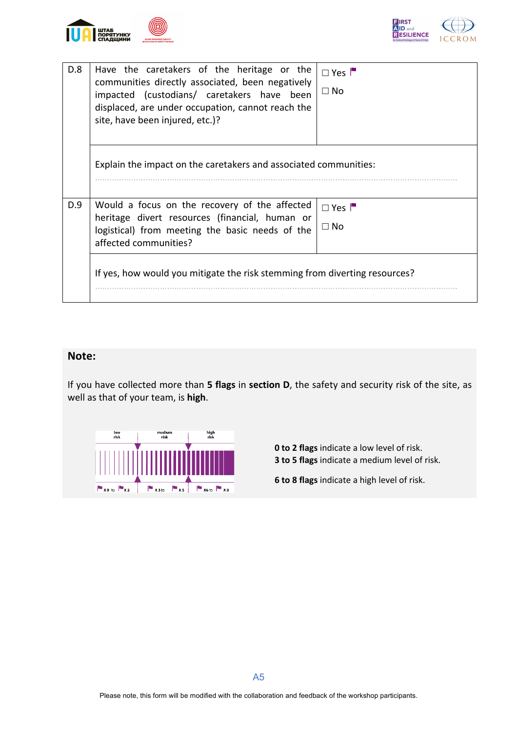| | | |
|---|---|---|
| D.8 | Have the caretakers of the heritage or the communities directly associated, been negatively impacted (custodians/ caretakers have been displaced, are under occupation, cannot reach the site, have been injured, etc.)? | ☐ Yes 🚩<br>☐ No |
| | Explain the impact on the caretakers and associated communities:<br>.................................................................................................................................... | |
| D.9 | Would a focus on the recovery of the affected heritage divert resources (financial, human or logistical) from meeting the basic needs of the affected communities? | ☐ Yes 🚩<br>☐ No |
| | If yes, how would you mitigate the risk stemming from diverting resources?<br>.................................................................................................................................... | |

**Note:**

If you have collected more than **5 flags** in **section D**, the safety and security risk of the site, as well as that of your team, is **high**.

low risk | medium risk | high risk

🚩x 0 to 🚩x 2 | 🚩x 3 to 🚩x 5 | 🚩x6 to 🚩x 8

**0 to 2 flags** indicate a low level of risk.
**3 to 5 flags** indicate a medium level of risk.

**6 to 8 flags** indicate a high level of risk.

Please note, this form will be modified with the collaboration and feedback of the workshop participants.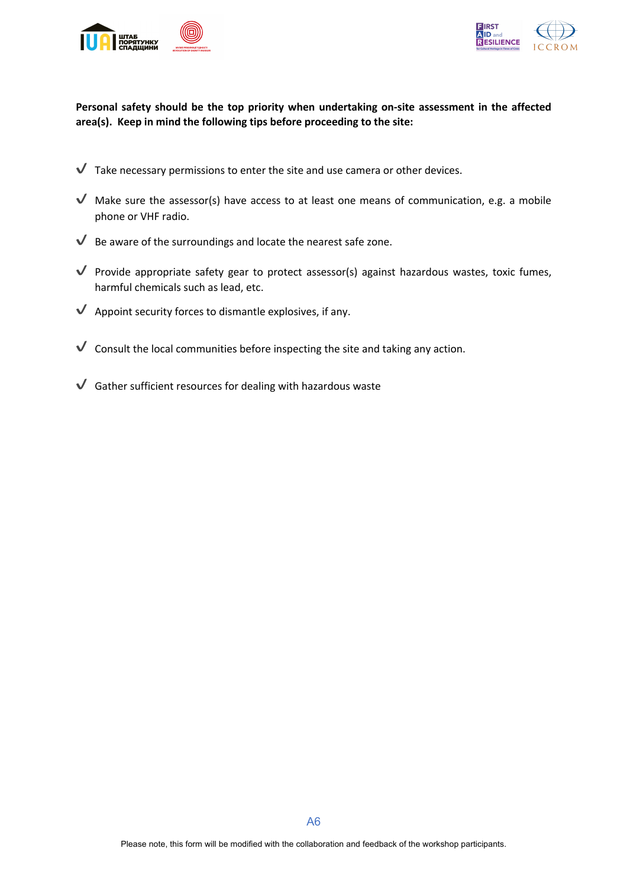**Personal safety should be the top priority when undertaking on-site assessment in the affected area(s). Keep in mind the following tips before proceeding to the site:**

- ✓ Take necessary permissions to enter the site and use camera or other devices.
- ✓ Make sure the assessor(s) have access to at least one means of communication, e.g. a mobile phone or VHF radio.
- ✓ Be aware of the surroundings and locate the nearest safe zone.
- ✓ Provide appropriate safety gear to protect assessor(s) against hazardous wastes, toxic fumes, harmful chemicals such as lead, etc.
- ✓ Appoint security forces to dismantle explosives, if any.
- ✓ Consult the local communities before inspecting the site and taking any action.
- ✓ Gather sufficient resources for dealing with hazardous waste

A6

Please note, this form will be modified with the collaboration and feedback of the workshop participants.